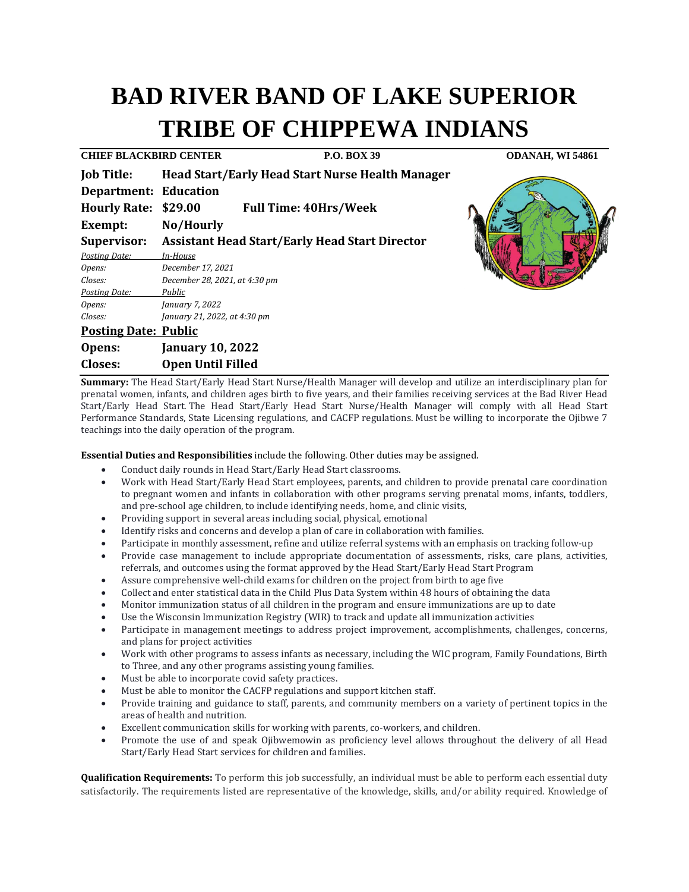# BAD RIVER BAND OF LAKE SUPERIOR TRIBE OF CHIPPEWA INDIANS

**CHIEF BLACKBIRD CENTER** **P.O. BOX 39** **ODANAH, WI 54861**

**Job Title:** **Head Start/Early Head Start Nurse Health Manager**
**Department:** **Education**
**Hourly Rate:** **$29.00** **Full Time: 40Hrs/Week**
**Exempt:** **No/Hourly**
**Supervisor:** **Assistant Head Start/Early Head Start Director**

*Posting Date:* *In-House*
*Opens:* *December 17, 2021*
*Closes:* *December 28, 2021, at 4:30 pm*
*Posting Date:* *Public*
*Opens:* *January 7, 2022*
*Closes:* *January 21, 2022, at 4:30 pm*

**Posting Date: Public**
**Opens:** **January 10, 2022**
**Closes:** **Open Until Filled**

**Summary:** The Head Start/Early Head Start Nurse/Health Manager will develop and utilize an interdisciplinary plan for prenatal women, infants, and children ages birth to five years, and their families receiving services at the Bad River Head Start/Early Head Start. The Head Start/Early Head Start Nurse/Health Manager will comply with all Head Start Performance Standards, State Licensing regulations, and CACFP regulations. Must be willing to incorporate the Ojibwe 7 teachings into the daily operation of the program.

**Essential Duties and Responsibilities** include the following. Other duties may be assigned.

- Conduct daily rounds in Head Start/Early Head Start classrooms.
- Work with Head Start/Early Head Start employees, parents, and children to provide prenatal care coordination to pregnant women and infants in collaboration with other programs serving prenatal moms, infants, toddlers, and pre-school age children, to include identifying needs, home, and clinic visits,
- Providing support in several areas including social, physical, emotional
- Identify risks and concerns and develop a plan of care in collaboration with families.
- Participate in monthly assessment, refine and utilize referral systems with an emphasis on tracking follow-up
- Provide case management to include appropriate documentation of assessments, risks, care plans, activities, referrals, and outcomes using the format approved by the Head Start/Early Head Start Program
- Assure comprehensive well-child exams for children on the project from birth to age five
- Collect and enter statistical data in the Child Plus Data System within 48 hours of obtaining the data
- Monitor immunization status of all children in the program and ensure immunizations are up to date
- Use the Wisconsin Immunization Registry (WIR) to track and update all immunization activities
- Participate in management meetings to address project improvement, accomplishments, challenges, concerns, and plans for project activities
- Work with other programs to assess infants as necessary, including the WIC program, Family Foundations, Birth to Three, and any other programs assisting young families.
- Must be able to incorporate covid safety practices.
- Must be able to monitor the CACFP regulations and support kitchen staff.
- Provide training and guidance to staff, parents, and community members on a variety of pertinent topics in the areas of health and nutrition.
- Excellent communication skills for working with parents, co-workers, and children.
- Promote the use of and speak Ojibwemowin as proficiency level allows throughout the delivery of all Head Start/Early Head Start services for children and families.

**Qualification Requirements:** To perform this job successfully, an individual must be able to perform each essential duty satisfactorily. The requirements listed are representative of the knowledge, skills, and/or ability required. Knowledge of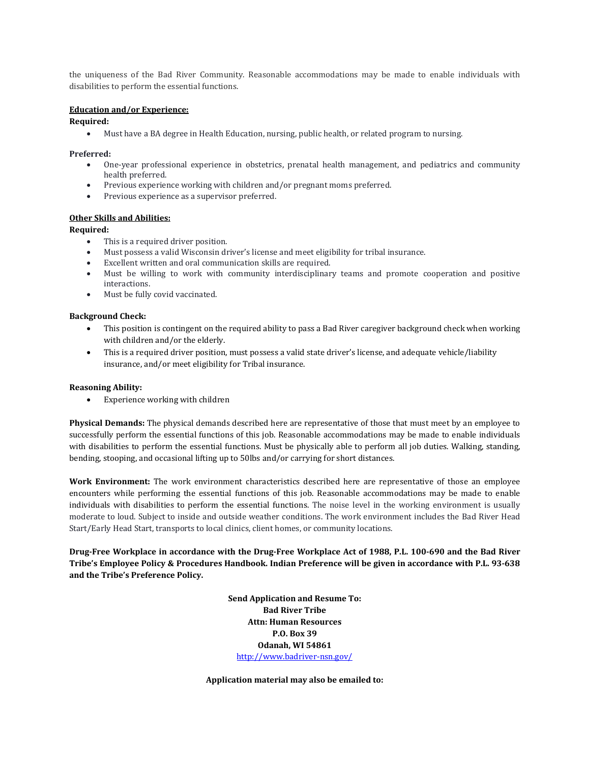the uniqueness of the Bad River Community. Reasonable accommodations may be made to enable individuals with disabilities to perform the essential functions.

**<u>Education and/or Experience:</u>**

**Required:**

- Must have a BA degree in Health Education, nursing, public health, or related program to nursing.

**Preferred:**

- One-year professional experience in obstetrics, prenatal health management, and pediatrics and community health preferred.
- Previous experience working with children and/or pregnant moms preferred.
- Previous experience as a supervisor preferred.

**<u>Other Skills and Abilities:</u>**

**Required:**

- This is a required driver position.
- Must possess a valid Wisconsin driver's license and meet eligibility for tribal insurance.
- Excellent written and oral communication skills are required.
- Must be willing to work with community interdisciplinary teams and promote cooperation and positive interactions.
- Must be fully covid vaccinated.

**Background Check:**

- This position is contingent on the required ability to pass a Bad River caregiver background check when working with children and/or the elderly.
- This is a required driver position, must possess a valid state driver's license, and adequate vehicle/liability insurance, and/or meet eligibility for Tribal insurance.

**Reasoning Ability:**

- Experience working with children

**Physical Demands:** The physical demands described here are representative of those that must meet by an employee to successfully perform the essential functions of this job. Reasonable accommodations may be made to enable individuals with disabilities to perform the essential functions. Must be physically able to perform all job duties. Walking, standing, bending, stooping, and occasional lifting up to 50lbs and/or carrying for short distances.

**Work Environment:** The work environment characteristics described here are representative of those an employee encounters while performing the essential functions of this job. Reasonable accommodations may be made to enable individuals with disabilities to perform the essential functions. The noise level in the working environment is usually moderate to loud. Subject to inside and outside weather conditions. The work environment includes the Bad River Head Start/Early Head Start, transports to local clinics, client homes, or community locations.

**Drug-Free Workplace in accordance with the Drug-Free Workplace Act of 1988, P.L. 100-690 and the Bad River Tribe's Employee Policy & Procedures Handbook. Indian Preference will be given in accordance with P.L. 93-638 and the Tribe's Preference Policy.**

**Send Application and Resume To:**
**Bad River Tribe**
**Attn: Human Resources**
**P.O. Box 39**
**Odanah, WI 54861**
http://www.badriver-nsn.gov/

**Application material may also be emailed to:**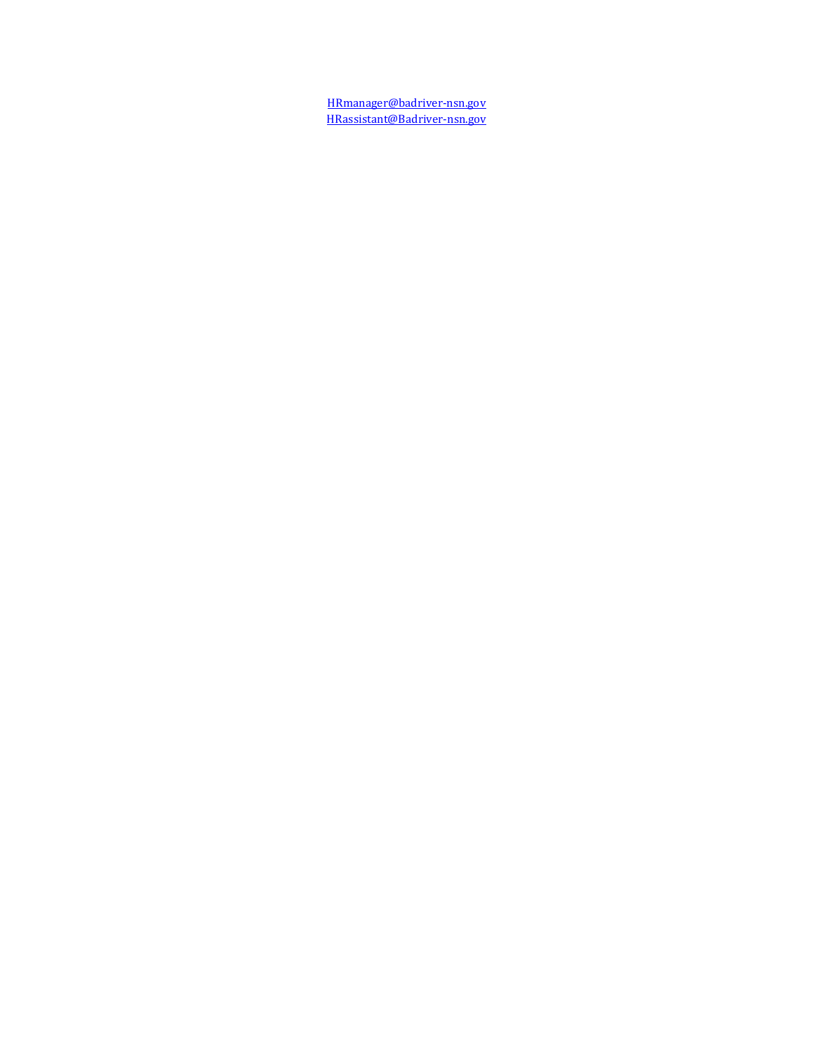HRmanager@badriver-nsn.gov
HRassistant@Badriver-nsn.gov